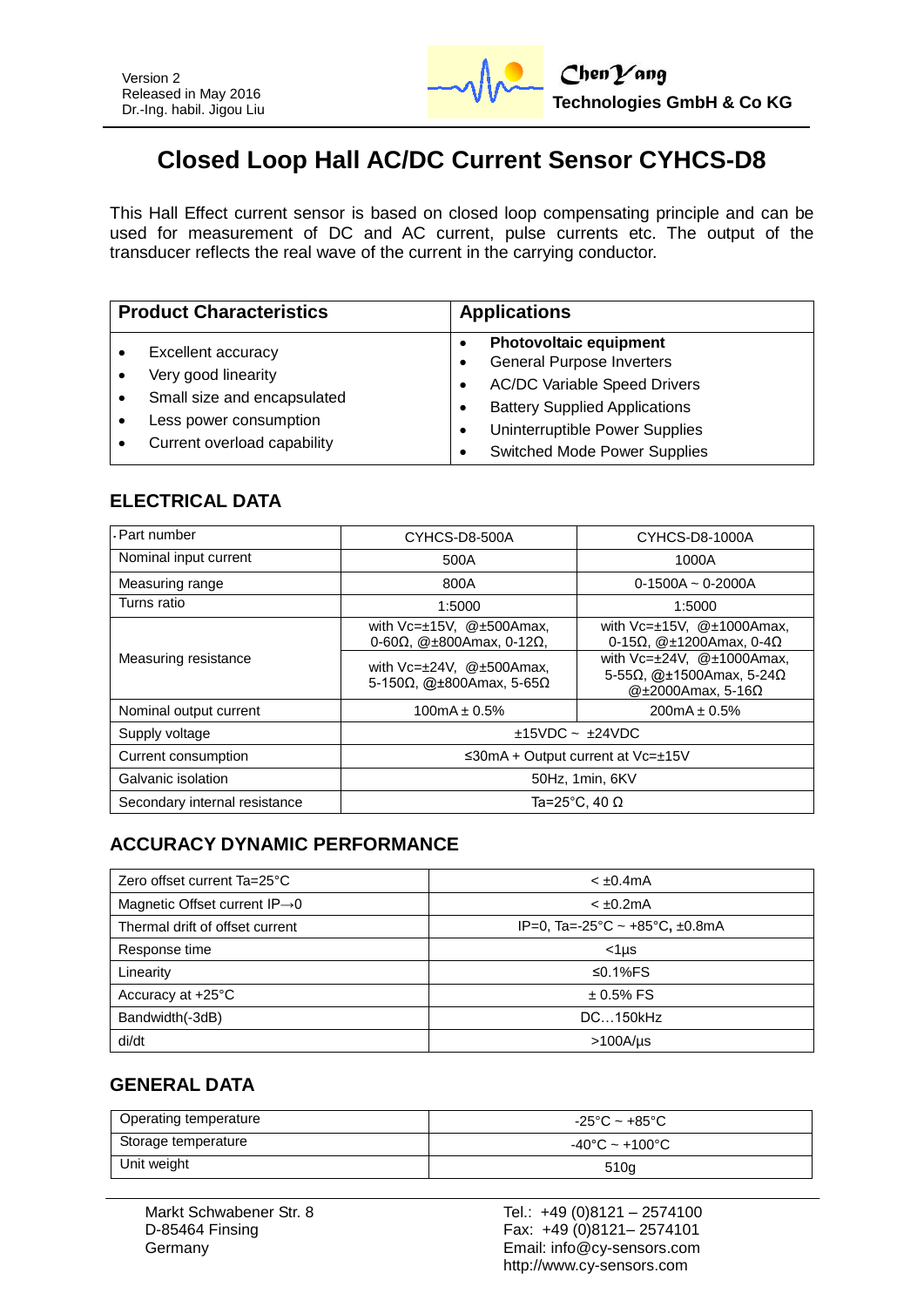Version 2
Released in May 2016
Dr.-Ing. habil. Jigou Liu

**ChenYang Technologies GmbH & Co KG**

# Closed Loop Hall AC/DC Current Sensor CYHCS-D8

This Hall Effect current sensor is based on closed loop compensating principle and can be used for measurement of DC and AC current, pulse currents etc. The output of the transducer reflects the real wave of the current in the carrying conductor.

| Product Characteristics | Applications |
|---|---|
| • Excellent accuracy<br>• Very good linearity<br>• Small size and encapsulated<br>• Less power consumption<br>• Current overload capability | • **Photovoltaic equipment**<br>• General Purpose Inverters<br>• AC/DC Variable Speed Drivers<br>• Battery Supplied Applications<br>• Uninterruptible Power Supplies<br>• Switched Mode Power Supplies |

## ELECTRICAL DATA

| Part number | CYHCS-D8-500A | CYHCS-D8-1000A |
|---|---|---|
| Nominal input current | 500A | 1000A |
| Measuring range | 800A | 0-1500A ~ 0-2000A |
| Turns ratio | 1:5000 | 1:5000 |
| Measuring resistance | with Vc=±15V, @±500Amax, 0-60Ω, @±800Amax, 0-12Ω, | with Vc=±15V, @±1000Amax, 0-15Ω, @±1200Amax, 0-4Ω |
| | with Vc=±24V, @±500Amax, 5-150Ω, @±800Amax, 5-65Ω | with Vc=±24V, @±1000Amax, 5-55Ω, @±1500Amax, 5-24Ω @±2000Amax, 5-16Ω |
| Nominal output current | 100mA ± 0.5% | 200mA ± 0.5% |
| Supply voltage | ±15VDC ~ ±24VDC | |
| Current consumption | ≤30mA + Output current at Vc=±15V | |
| Galvanic isolation | 50Hz, 1min, 6KV | |
| Secondary internal resistance | Ta=25°C, 40 Ω | |

## ACCURACY DYNAMIC PERFORMANCE

| | |
|---|---|
| Zero offset current Ta=25°C | < ±0.4mA |
| Magnetic Offset current IP→0 | < ±0.2mA |
| Thermal drift of offset current | IP=0, Ta=-25°C ~ +85°C, ±0.8mA |
| Response time | <1µs |
| Linearity | ≤0.1%FS |
| Accuracy at +25°C | ± 0.5% FS |
| Bandwidth(-3dB) | DC…150kHz |
| di/dt | >100A/µs |

## GENERAL DATA

| | |
|---|---|
| Operating temperature | -25°C ~ +85°C |
| Storage temperature | -40°C ~ +100°C |
| Unit weight | 510g |

Markt Schwabener Str. 8
D-85464 Finsing
Germany

Tel.: +49 (0)8121 – 2574100
Fax: +49 (0)8121– 2574101
Email: info@cy-sensors.com
http://www.cy-sensors.com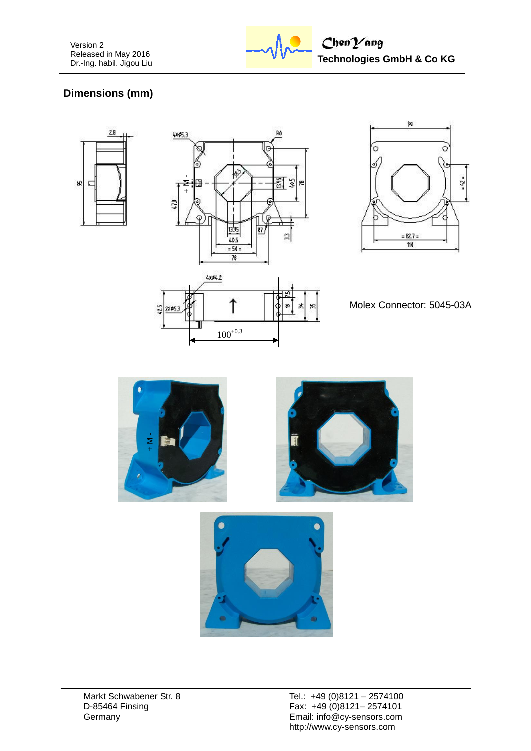## Dimensions (mm)

Molex Connector: 5045-03A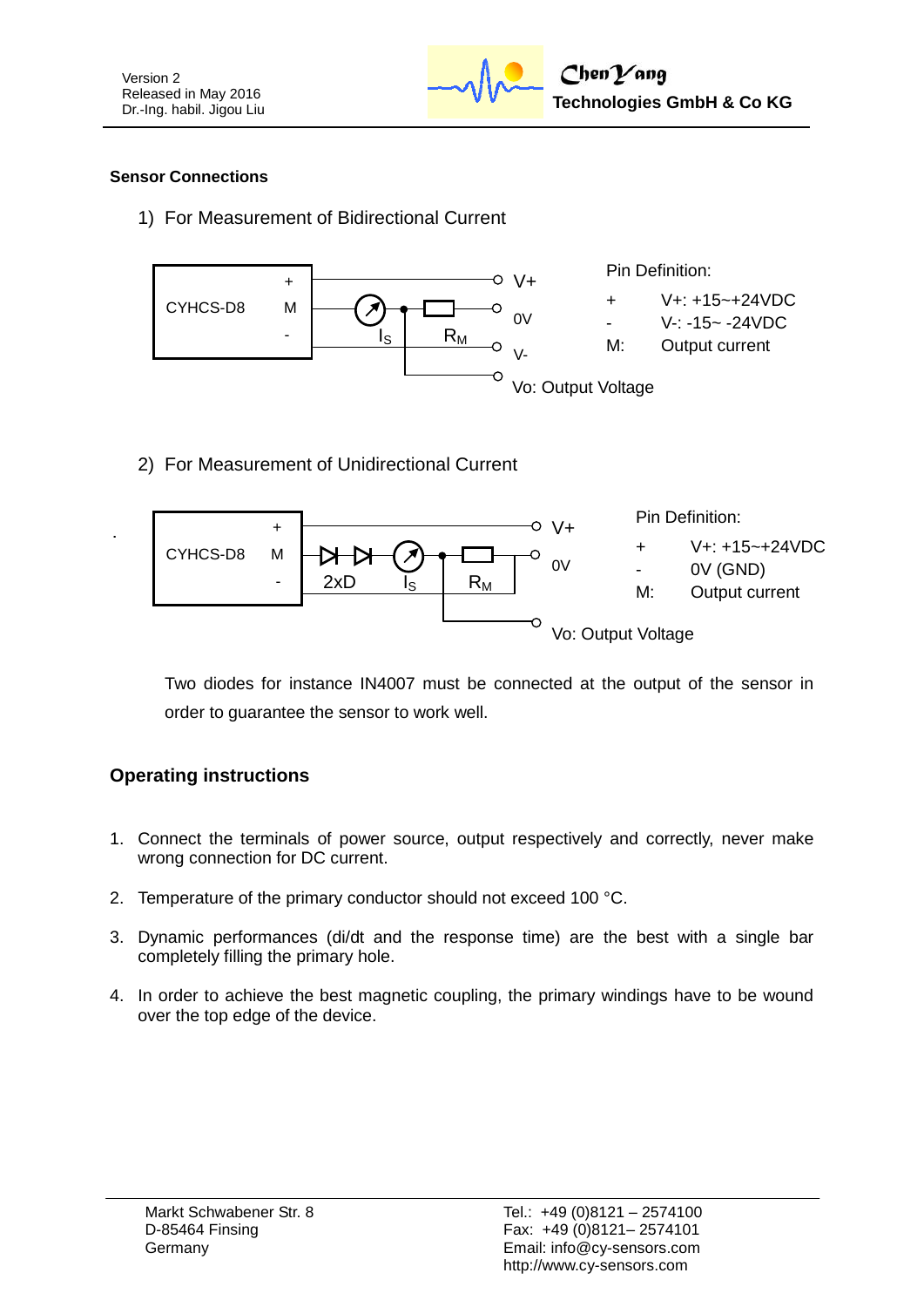**Sensor Connections**

1) For Measurement of Bidirectional Current

CYHCS-D8
+
M
-
$I_S$
$R_M$
V+
0V
V-
Vo: Output Voltage

Pin Definition:

| | |
|---|---|
| + | V+: +15~+24VDC |
| - | V-: -15~ -24VDC |
| M: | Output current |

2) For Measurement of Unidirectional Current

CYHCS-D8
+
M
-
2xD
$I_S$
$R_M$
V+
0V
Vo: Output Voltage

Pin Definition:

| | |
|---|---|
| + | V+: +15~+24VDC |
| - | 0V (GND) |
| M: | Output current |

Two diodes for instance IN4007 must be connected at the output of the sensor in order to guarantee the sensor to work well.

## Operating instructions

1. Connect the terminals of power source, output respectively and correctly, never make wrong connection for DC current.
2. Temperature of the primary conductor should not exceed 100 °C.
3. Dynamic performances (di/dt and the response time) are the best with a single bar completely filling the primary hole.
4. In order to achieve the best magnetic coupling, the primary windings have to be wound over the top edge of the device.